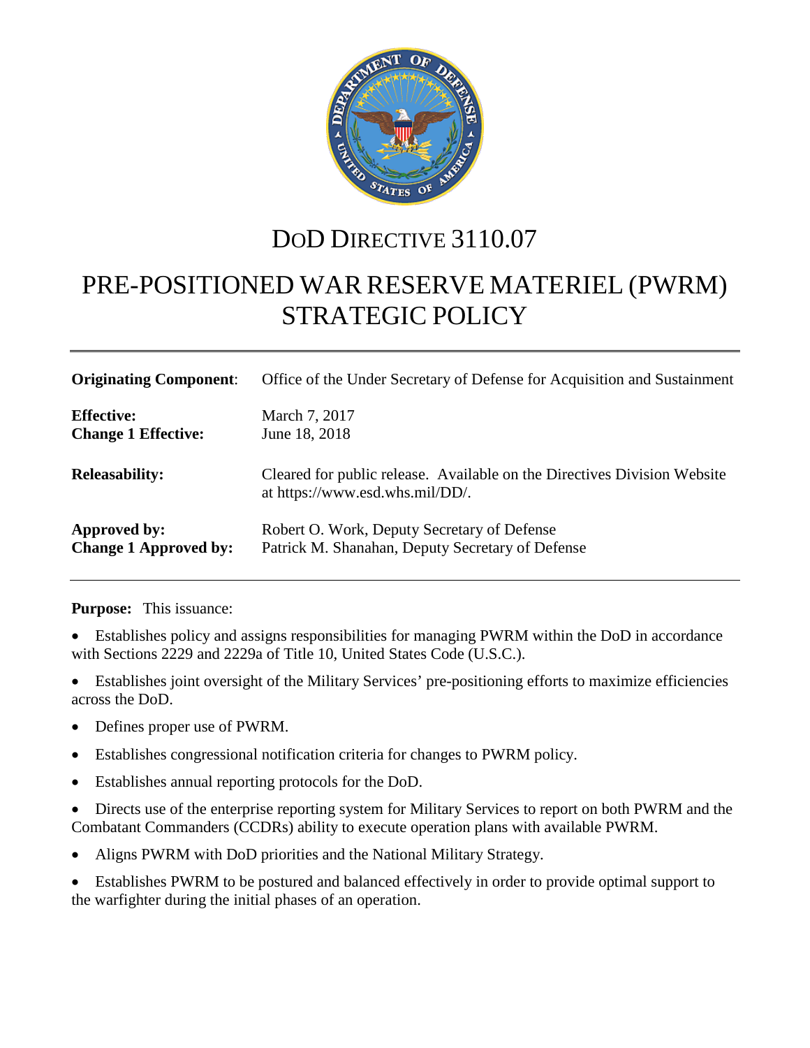# DoD Directive 3110.07

# PRE-POSITIONED WAR RESERVE MATERIEL (PWRM) STRATEGIC POLICY

| | |
|---|---|
| **Originating Component**: | Office of the Under Secretary of Defense for Acquisition and Sustainment |
| **Effective:** | March 7, 2017 |
| **Change 1 Effective:** | June 18, 2018 |
| **Releasability:** | Cleared for public release. Available on the Directives Division Website at https://www.esd.whs.mil/DD/. |
| **Approved by:** | Robert O. Work, Deputy Secretary of Defense |
| **Change 1 Approved by:** | Patrick M. Shanahan, Deputy Secretary of Defense |

**Purpose:** This issuance:

- Establishes policy and assigns responsibilities for managing PWRM within the DoD in accordance with Sections 2229 and 2229a of Title 10, United States Code (U.S.C.).
- Establishes joint oversight of the Military Services' pre-positioning efforts to maximize efficiencies across the DoD.
- Defines proper use of PWRM.
- Establishes congressional notification criteria for changes to PWRM policy.
- Establishes annual reporting protocols for the DoD.
- Directs use of the enterprise reporting system for Military Services to report on both PWRM and the Combatant Commanders (CCDRs) ability to execute operation plans with available PWRM.
- Aligns PWRM with DoD priorities and the National Military Strategy.
- Establishes PWRM to be postured and balanced effectively in order to provide optimal support to the warfighter during the initial phases of an operation.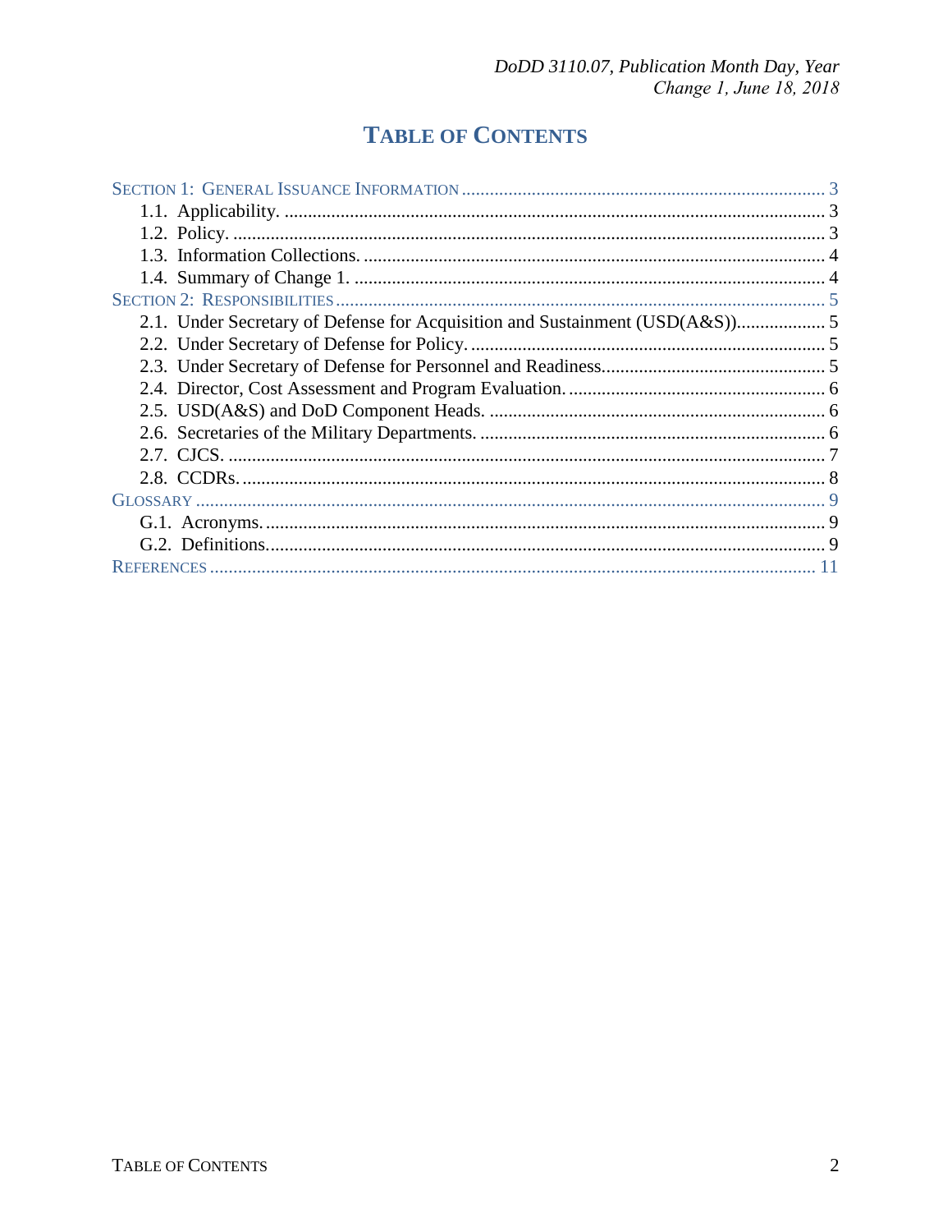# TABLE OF CONTENTS

SECTION 1: GENERAL ISSUANCE INFORMATION ............................................................................. 3
- 1.1. Applicability. .................................................................................................................... 3
- 1.2. Policy. ............................................................................................................................... 3
- 1.3. Information Collections. ................................................................................................... 4
- 1.4. Summary of Change 1. ..................................................................................................... 4

SECTION 2: RESPONSIBILITIES ......................................................................................................... 5
- 2.1. Under Secretary of Defense for Acquisition and Sustainment (USD(A&S)).................. 5
- 2.2. Under Secretary of Defense for Policy. ............................................................................ 5
- 2.3. Under Secretary of Defense for Personnel and Readiness................................................ 5
- 2.4. Director, Cost Assessment and Program Evaluation. ....................................................... 6
- 2.5. USD(A&S) and DoD Component Heads. ........................................................................ 6
- 2.6. Secretaries of the Military Departments. .......................................................................... 6
- 2.7. CJCS. ................................................................................................................................ 7
- 2.8. CCDRs. ............................................................................................................................. 8

GLOSSARY ....................................................................................................................................... 9
- G.1. Acronyms. ........................................................................................................................ 9
- G.2. Definitions........................................................................................................................ 9

REFERENCES .................................................................................................................................. 11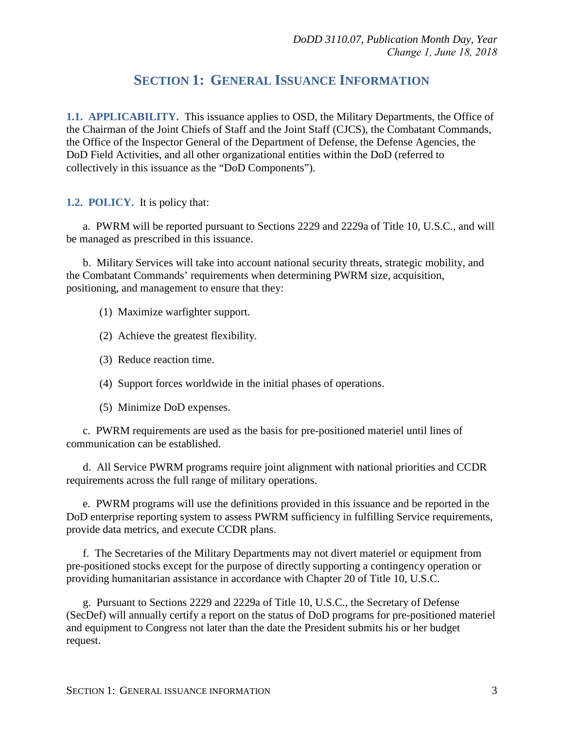# SECTION 1: GENERAL ISSUANCE INFORMATION

**1.1. APPLICABILITY.** This issuance applies to OSD, the Military Departments, the Office of the Chairman of the Joint Chiefs of Staff and the Joint Staff (CJCS), the Combatant Commands, the Office of the Inspector General of the Department of Defense, the Defense Agencies, the DoD Field Activities, and all other organizational entities within the DoD (referred to collectively in this issuance as the "DoD Components").

**1.2. POLICY.** It is policy that:

a. PWRM will be reported pursuant to Sections 2229 and 2229a of Title 10, U.S.C., and will be managed as prescribed in this issuance.

b. Military Services will take into account national security threats, strategic mobility, and the Combatant Commands' requirements when determining PWRM size, acquisition, positioning, and management to ensure that they:

(1) Maximize warfighter support.

(2) Achieve the greatest flexibility.

(3) Reduce reaction time.

(4) Support forces worldwide in the initial phases of operations.

(5) Minimize DoD expenses.

c. PWRM requirements are used as the basis for pre-positioned materiel until lines of communication can be established.

d. All Service PWRM programs require joint alignment with national priorities and CCDR requirements across the full range of military operations.

e. PWRM programs will use the definitions provided in this issuance and be reported in the DoD enterprise reporting system to assess PWRM sufficiency in fulfilling Service requirements, provide data metrics, and execute CCDR plans.

f. The Secretaries of the Military Departments may not divert materiel or equipment from pre-positioned stocks except for the purpose of directly supporting a contingency operation or providing humanitarian assistance in accordance with Chapter 20 of Title 10, U.S.C.

g. Pursuant to Sections 2229 and 2229a of Title 10, U.S.C., the Secretary of Defense (SecDef) will annually certify a report on the status of DoD programs for pre-positioned materiel and equipment to Congress not later than the date the President submits his or her budget request.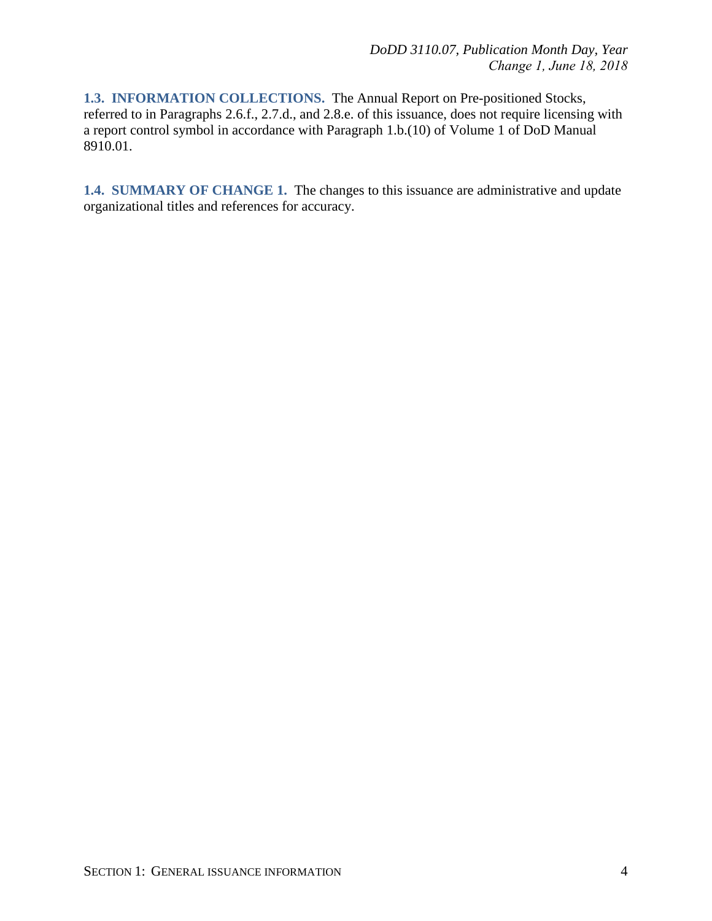**1.3. INFORMATION COLLECTIONS.** The Annual Report on Pre-positioned Stocks, referred to in Paragraphs 2.6.f., 2.7.d., and 2.8.e. of this issuance, does not require licensing with a report control symbol in accordance with Paragraph 1.b.(10) of Volume 1 of DoD Manual 8910.01.

**1.4. SUMMARY OF CHANGE 1.** The changes to this issuance are administrative and update organizational titles and references for accuracy.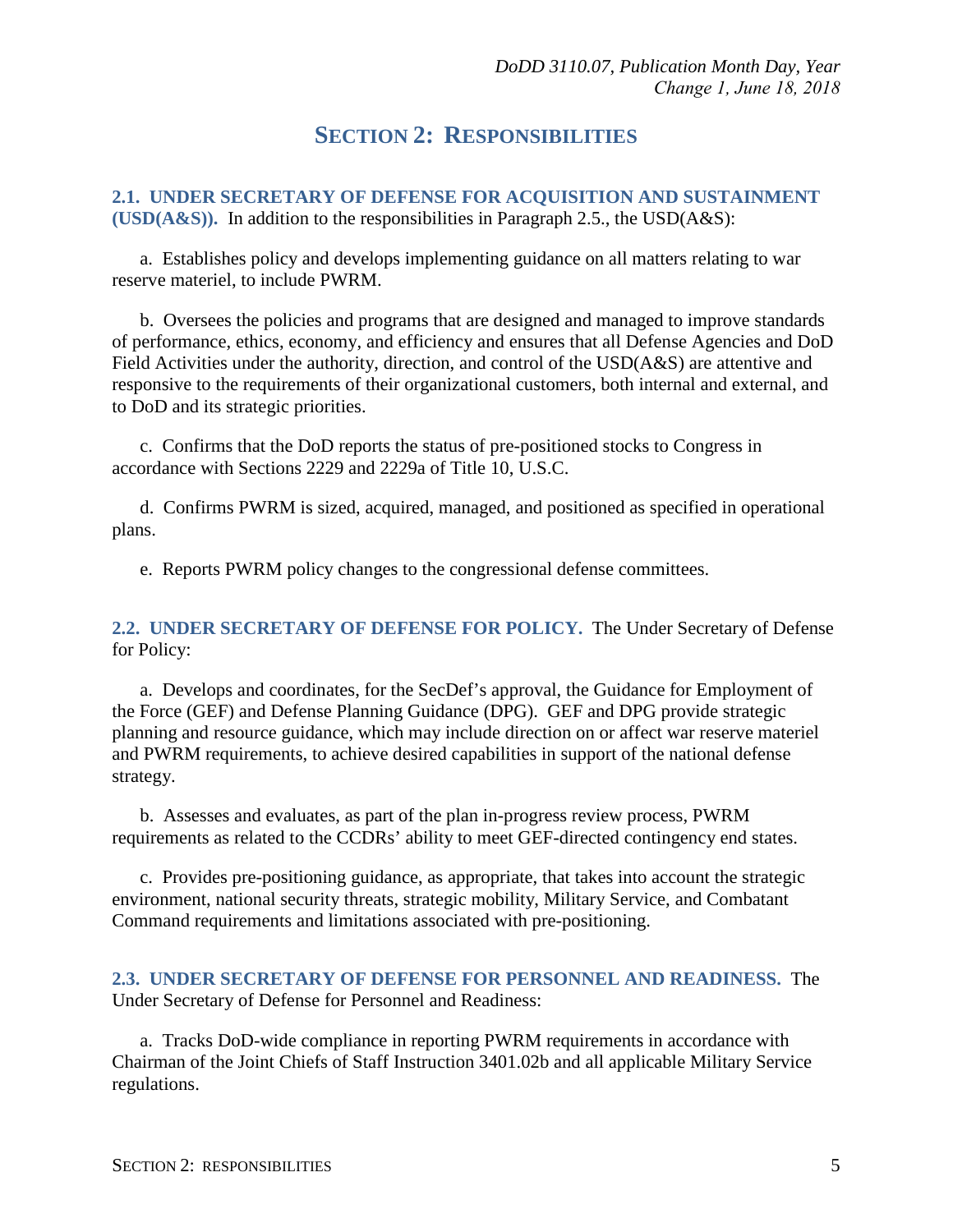# SECTION 2: RESPONSIBILITIES

**2.1. UNDER SECRETARY OF DEFENSE FOR ACQUISITION AND SUSTAINMENT (USD(A&S)).** In addition to the responsibilities in Paragraph 2.5., the USD(A&S):

a. Establishes policy and develops implementing guidance on all matters relating to war reserve materiel, to include PWRM.

b. Oversees the policies and programs that are designed and managed to improve standards of performance, ethics, economy, and efficiency and ensures that all Defense Agencies and DoD Field Activities under the authority, direction, and control of the USD(A&S) are attentive and responsive to the requirements of their organizational customers, both internal and external, and to DoD and its strategic priorities.

c. Confirms that the DoD reports the status of pre-positioned stocks to Congress in accordance with Sections 2229 and 2229a of Title 10, U.S.C.

d. Confirms PWRM is sized, acquired, managed, and positioned as specified in operational plans.

e. Reports PWRM policy changes to the congressional defense committees.

**2.2. UNDER SECRETARY OF DEFENSE FOR POLICY.** The Under Secretary of Defense for Policy:

a. Develops and coordinates, for the SecDef's approval, the Guidance for Employment of the Force (GEF) and Defense Planning Guidance (DPG). GEF and DPG provide strategic planning and resource guidance, which may include direction on or affect war reserve materiel and PWRM requirements, to achieve desired capabilities in support of the national defense strategy.

b. Assesses and evaluates, as part of the plan in-progress review process, PWRM requirements as related to the CCDRs' ability to meet GEF-directed contingency end states.

c. Provides pre-positioning guidance, as appropriate, that takes into account the strategic environment, national security threats, strategic mobility, Military Service, and Combatant Command requirements and limitations associated with pre-positioning.

**2.3. UNDER SECRETARY OF DEFENSE FOR PERSONNEL AND READINESS.** The Under Secretary of Defense for Personnel and Readiness:

a. Tracks DoD-wide compliance in reporting PWRM requirements in accordance with Chairman of the Joint Chiefs of Staff Instruction 3401.02b and all applicable Military Service regulations.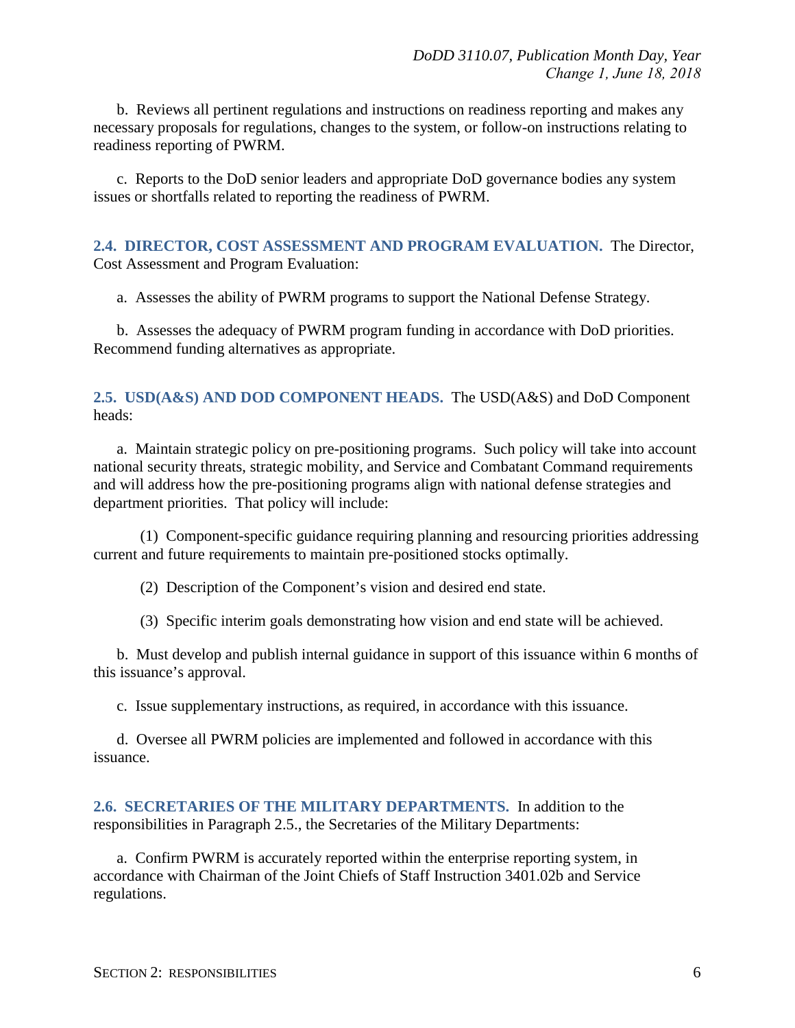b. Reviews all pertinent regulations and instructions on readiness reporting and makes any necessary proposals for regulations, changes to the system, or follow-on instructions relating to readiness reporting of PWRM.

c. Reports to the DoD senior leaders and appropriate DoD governance bodies any system issues or shortfalls related to reporting the readiness of PWRM.

## 2.4. DIRECTOR, COST ASSESSMENT AND PROGRAM EVALUATION.

The Director, Cost Assessment and Program Evaluation:

a. Assesses the ability of PWRM programs to support the National Defense Strategy.

b. Assesses the adequacy of PWRM program funding in accordance with DoD priorities. Recommend funding alternatives as appropriate.

## 2.5. USD(A&S) AND DOD COMPONENT HEADS.

The USD(A&S) and DoD Component heads:

a. Maintain strategic policy on pre-positioning programs. Such policy will take into account national security threats, strategic mobility, and Service and Combatant Command requirements and will address how the pre-positioning programs align with national defense strategies and department priorities. That policy will include:

(1) Component-specific guidance requiring planning and resourcing priorities addressing current and future requirements to maintain pre-positioned stocks optimally.

(2) Description of the Component's vision and desired end state.

(3) Specific interim goals demonstrating how vision and end state will be achieved.

b. Must develop and publish internal guidance in support of this issuance within 6 months of this issuance's approval.

c. Issue supplementary instructions, as required, in accordance with this issuance.

d. Oversee all PWRM policies are implemented and followed in accordance with this issuance.

## 2.6. SECRETARIES OF THE MILITARY DEPARTMENTS.

In addition to the responsibilities in Paragraph 2.5., the Secretaries of the Military Departments:

a. Confirm PWRM is accurately reported within the enterprise reporting system, in accordance with Chairman of the Joint Chiefs of Staff Instruction 3401.02b and Service regulations.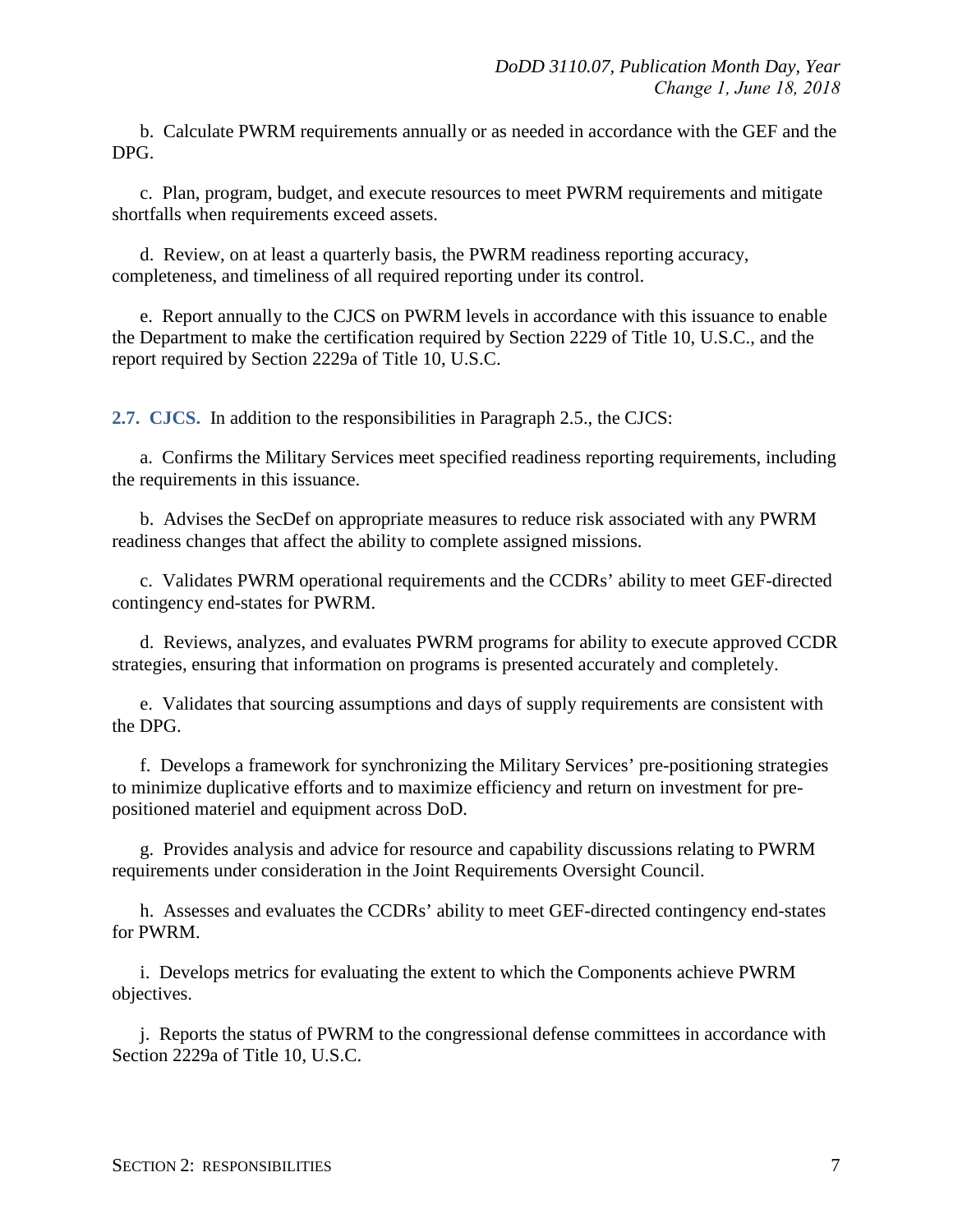b. Calculate PWRM requirements annually or as needed in accordance with the GEF and the DPG.

c. Plan, program, budget, and execute resources to meet PWRM requirements and mitigate shortfalls when requirements exceed assets.

d. Review, on at least a quarterly basis, the PWRM readiness reporting accuracy, completeness, and timeliness of all required reporting under its control.

e. Report annually to the CJCS on PWRM levels in accordance with this issuance to enable the Department to make the certification required by Section 2229 of Title 10, U.S.C., and the report required by Section 2229a of Title 10, U.S.C.

**2.7. CJCS.** In addition to the responsibilities in Paragraph 2.5., the CJCS:

a. Confirms the Military Services meet specified readiness reporting requirements, including the requirements in this issuance.

b. Advises the SecDef on appropriate measures to reduce risk associated with any PWRM readiness changes that affect the ability to complete assigned missions.

c. Validates PWRM operational requirements and the CCDRs' ability to meet GEF-directed contingency end-states for PWRM.

d. Reviews, analyzes, and evaluates PWRM programs for ability to execute approved CCDR strategies, ensuring that information on programs is presented accurately and completely.

e. Validates that sourcing assumptions and days of supply requirements are consistent with the DPG.

f. Develops a framework for synchronizing the Military Services' pre-positioning strategies to minimize duplicative efforts and to maximize efficiency and return on investment for pre-positioned materiel and equipment across DoD.

g. Provides analysis and advice for resource and capability discussions relating to PWRM requirements under consideration in the Joint Requirements Oversight Council.

h. Assesses and evaluates the CCDRs' ability to meet GEF-directed contingency end-states for PWRM.

i. Develops metrics for evaluating the extent to which the Components achieve PWRM objectives.

j. Reports the status of PWRM to the congressional defense committees in accordance with Section 2229a of Title 10, U.S.C.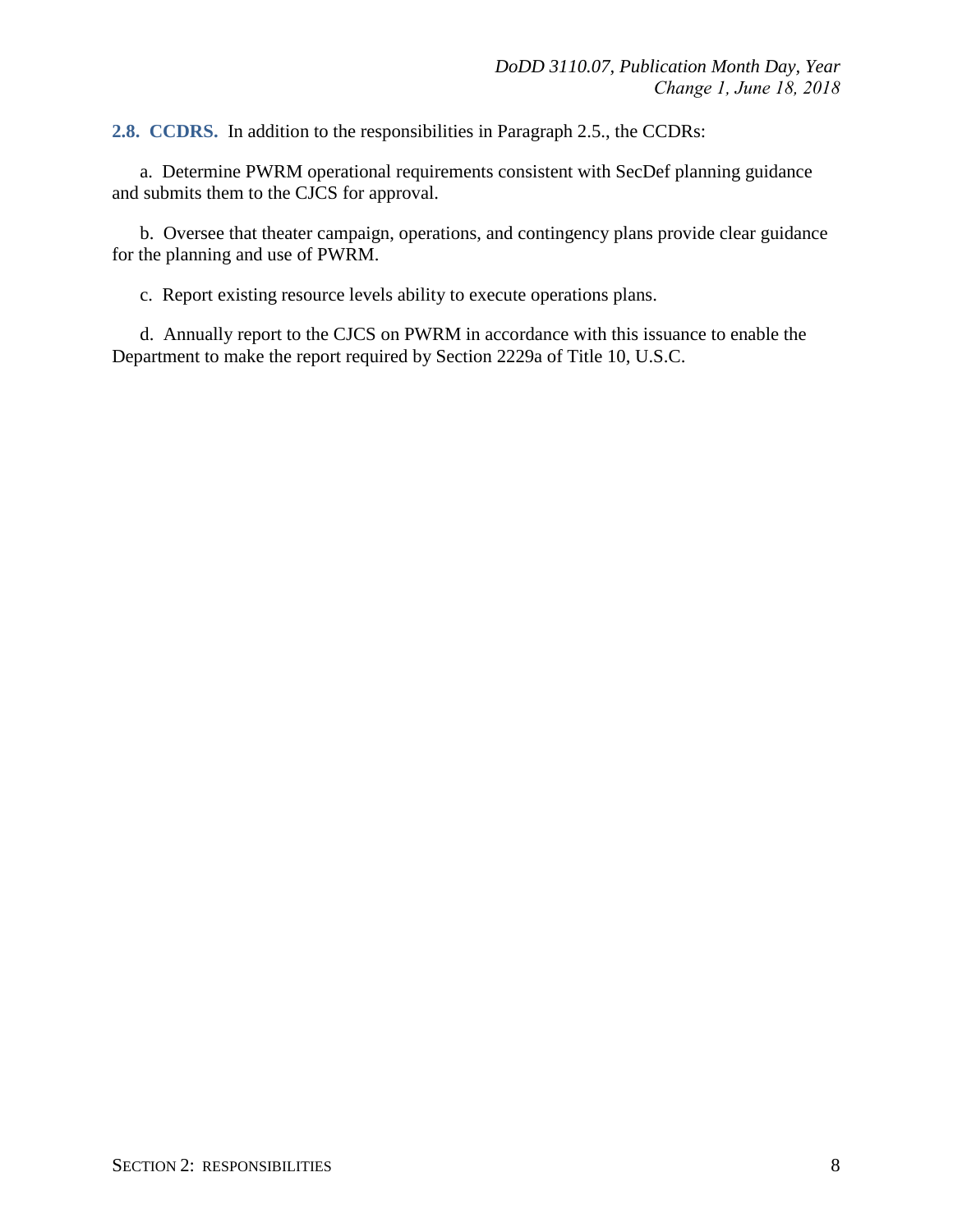**2.8. CCDRS.** In addition to the responsibilities in Paragraph 2.5., the CCDRs:

a. Determine PWRM operational requirements consistent with SecDef planning guidance and submits them to the CJCS for approval.

b. Oversee that theater campaign, operations, and contingency plans provide clear guidance for the planning and use of PWRM.

c. Report existing resource levels ability to execute operations plans.

d. Annually report to the CJCS on PWRM in accordance with this issuance to enable the Department to make the report required by Section 2229a of Title 10, U.S.C.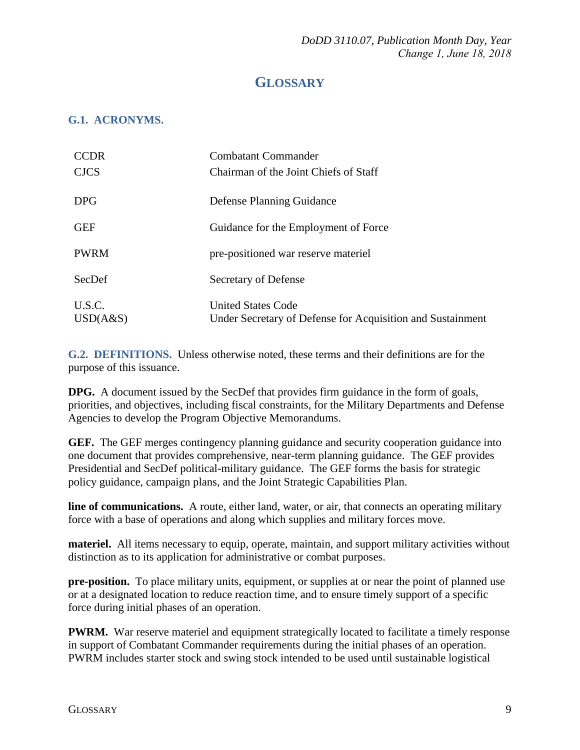# GLOSSARY

## G.1. ACRONYMS.

| | |
|---|---|
| CCDR | Combatant Commander |
| CJCS | Chairman of the Joint Chiefs of Staff |
| DPG | Defense Planning Guidance |
| GEF | Guidance for the Employment of Force |
| PWRM | pre-positioned war reserve materiel |
| SecDef | Secretary of Defense |
| U.S.C. | United States Code |
| USD(A&S) | Under Secretary of Defense for Acquisition and Sustainment |

## G.2. DEFINITIONS.

Unless otherwise noted, these terms and their definitions are for the purpose of this issuance.

**DPG.** A document issued by the SecDef that provides firm guidance in the form of goals, priorities, and objectives, including fiscal constraints, for the Military Departments and Defense Agencies to develop the Program Objective Memorandums.

**GEF.** The GEF merges contingency planning guidance and security cooperation guidance into one document that provides comprehensive, near-term planning guidance. The GEF provides Presidential and SecDef political-military guidance. The GEF forms the basis for strategic policy guidance, campaign plans, and the Joint Strategic Capabilities Plan.

**line of communications.** A route, either land, water, or air, that connects an operating military force with a base of operations and along which supplies and military forces move.

**materiel.** All items necessary to equip, operate, maintain, and support military activities without distinction as to its application for administrative or combat purposes.

**pre-position.** To place military units, equipment, or supplies at or near the point of planned use or at a designated location to reduce reaction time, and to ensure timely support of a specific force during initial phases of an operation.

**PWRM.** War reserve materiel and equipment strategically located to facilitate a timely response in support of Combatant Commander requirements during the initial phases of an operation. PWRM includes starter stock and swing stock intended to be used until sustainable logistical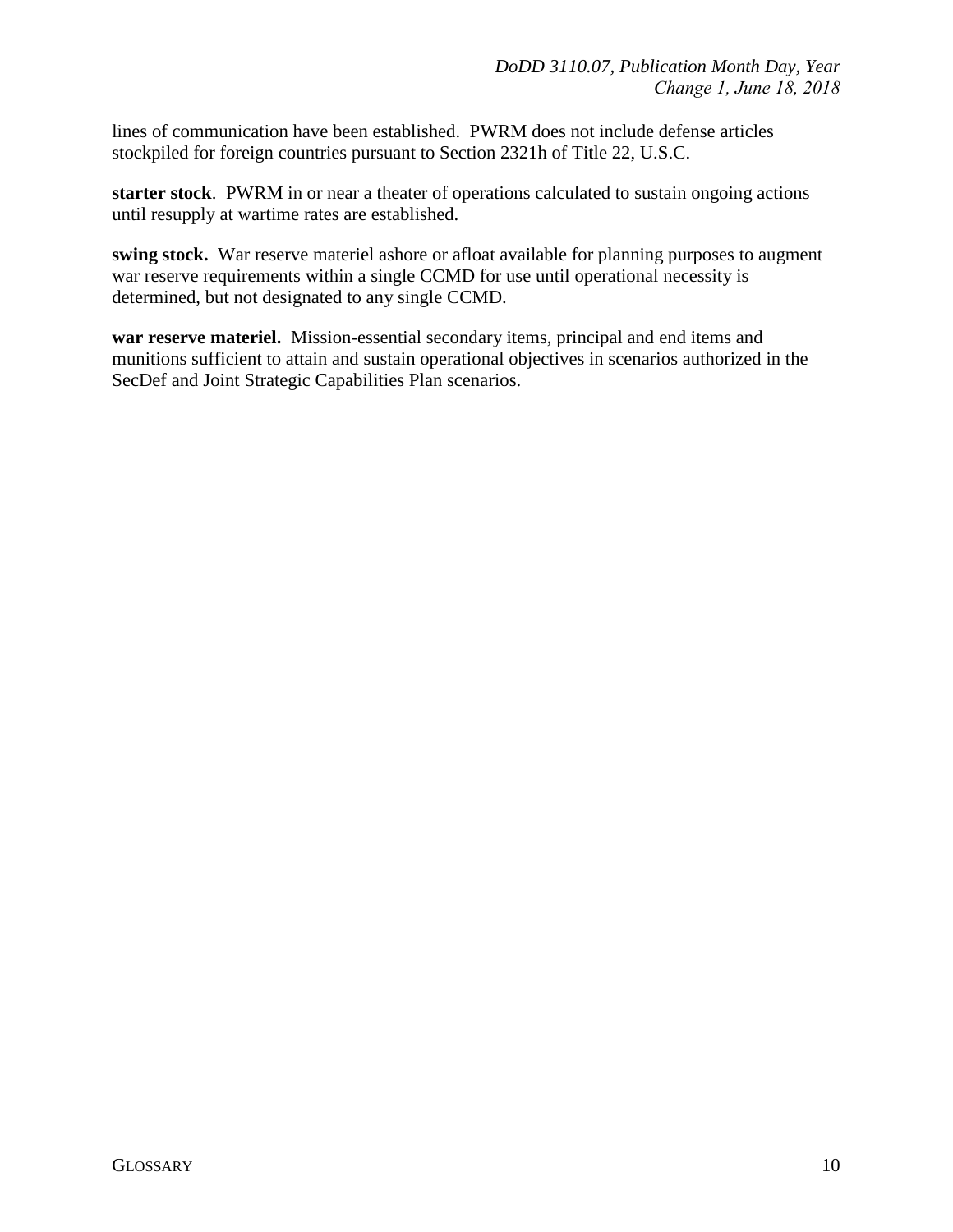lines of communication have been established. PWRM does not include defense articles stockpiled for foreign countries pursuant to Section 2321h of Title 22, U.S.C.

**starter stock**. PWRM in or near a theater of operations calculated to sustain ongoing actions until resupply at wartime rates are established.

**swing stock.** War reserve materiel ashore or afloat available for planning purposes to augment war reserve requirements within a single CCMD for use until operational necessity is determined, but not designated to any single CCMD.

**war reserve materiel.** Mission-essential secondary items, principal and end items and munitions sufficient to attain and sustain operational objectives in scenarios authorized in the SecDef and Joint Strategic Capabilities Plan scenarios.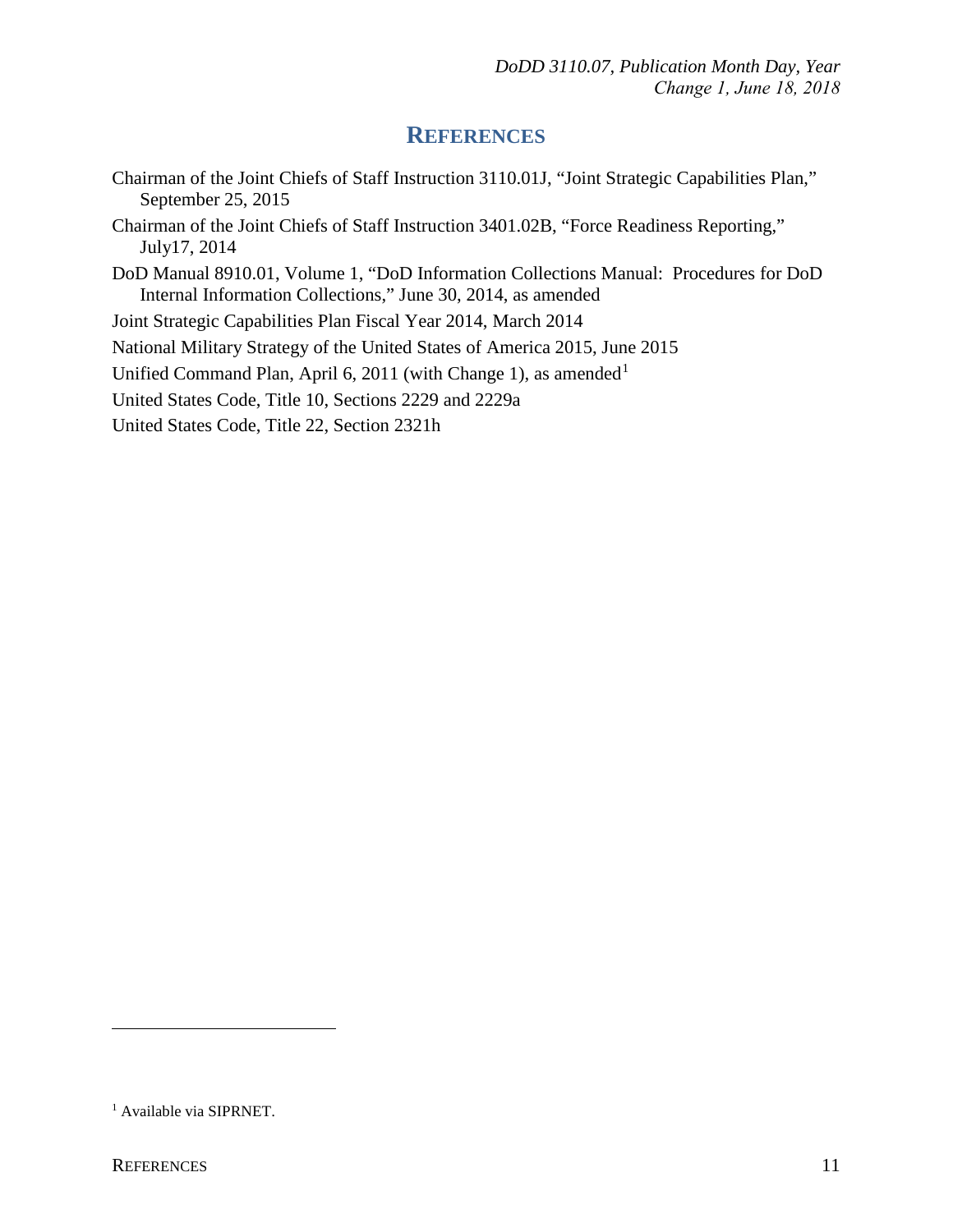# REFERENCES

Chairman of the Joint Chiefs of Staff Instruction 3110.01J, "Joint Strategic Capabilities Plan," September 25, 2015

Chairman of the Joint Chiefs of Staff Instruction 3401.02B, "Force Readiness Reporting," July17, 2014

DoD Manual 8910.01, Volume 1, "DoD Information Collections Manual: Procedures for DoD Internal Information Collections," June 30, 2014, as amended

Joint Strategic Capabilities Plan Fiscal Year 2014, March 2014

National Military Strategy of the United States of America 2015, June 2015

Unified Command Plan, April 6, 2011 (with Change 1), as amended[1]

United States Code, Title 10, Sections 2229 and 2229a

United States Code, Title 22, Section 2321h

---

[1] Available via SIPRNET.